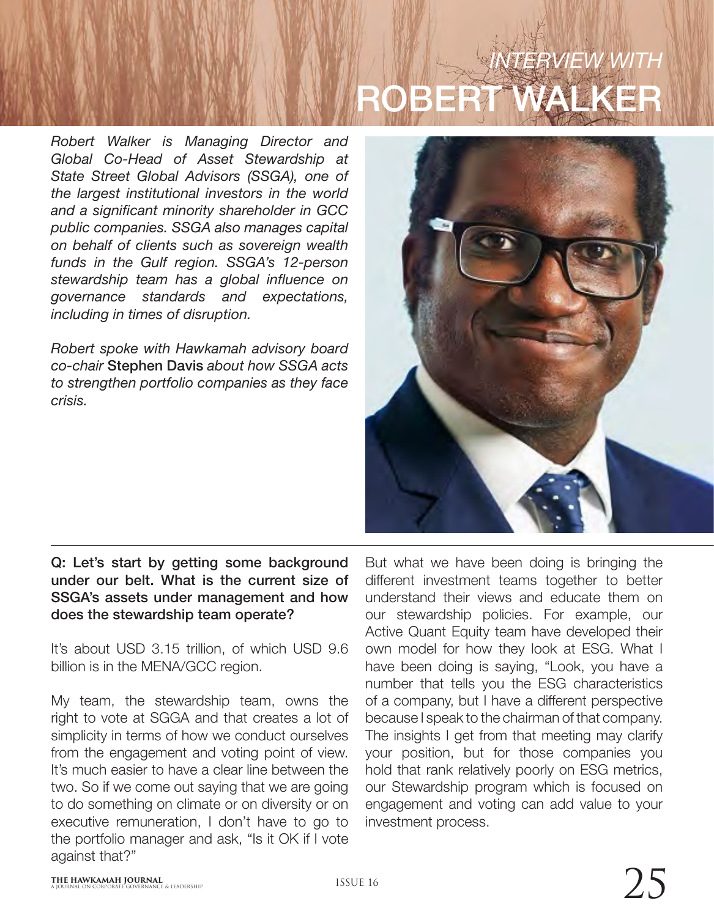# *INTERVIEW WITH* ROBERT WALKER

*Robert Walker is Managing Director and Global Co-Head of Asset Stewardship at State Street Global Advisors (SSGA), one of the largest institutional investors in the world and a significant minority shareholder in GCC public companies. SSGA also manages capital on behalf of clients such as sovereign wealth funds in the Gulf region. SSGA's 12-person stewardship team has a global influence on governance standards and expectations, including in times of disruption.*

*Robert spoke with Hawkamah advisory board co-chair* **Stephen Davis** *about how SSGA acts to strengthen portfolio companies as they face crisis.*

**Q: Let's start by getting some background under our belt. What is the current size of SSGA's assets under management and how does the stewardship team operate?**

It's about USD 3.15 trillion, of which USD 9.6 billion is in the MENA/GCC region.

My team, the stewardship team, owns the right to vote at SGGA and that creates a lot of simplicity in terms of how we conduct ourselves from the engagement and voting point of view. It's much easier to have a clear line between the two. So if we come out saying that we are going to do something on climate or on diversity or on executive remuneration, I don't have to go to the portfolio manager and ask, "Is it OK if I vote against that?"

But what we have been doing is bringing the different investment teams together to better understand their views and educate them on our stewardship policies. For example, our Active Quant Equity team have developed their own model for how they look at ESG. What I have been doing is saying, "Look, you have a number that tells you the ESG characteristics of a company, but I have a different perspective because I speak to the chairman of that company. The insights I get from that meeting may clarify your position, but for those companies you hold that rank relatively poorly on ESG metrics, our Stewardship program which is focused on engagement and voting can add value to your investment process.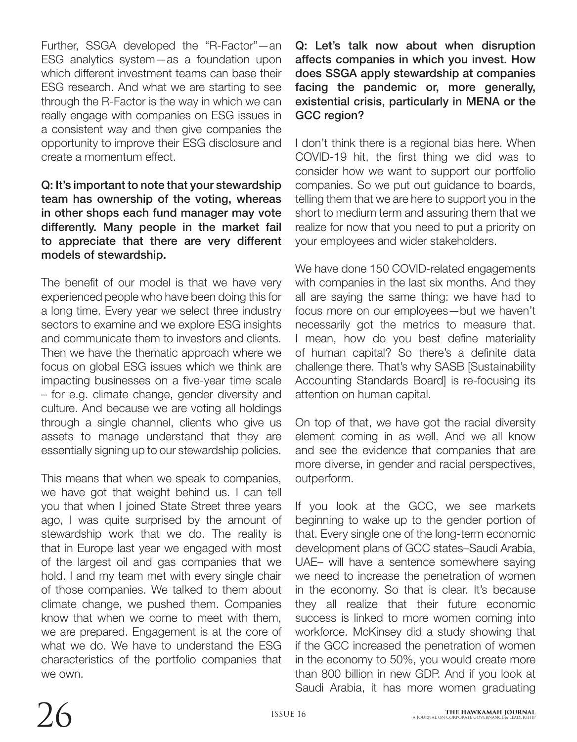Further, SSGA developed the "R-Factor"—an ESG analytics system—as a foundation upon which different investment teams can base their ESG research. And what we are starting to see through the R-Factor is the way in which we can really engage with companies on ESG issues in a consistent way and then give companies the opportunity to improve their ESG disclosure and create a momentum effect.

**Q: It's important to note that your stewardship team has ownership of the voting, whereas in other shops each fund manager may vote differently. Many people in the market fail to appreciate that there are very different models of stewardship.**

The benefit of our model is that we have very experienced people who have been doing this for a long time. Every year we select three industry sectors to examine and we explore ESG insights and communicate them to investors and clients. Then we have the thematic approach where we focus on global ESG issues which we think are impacting businesses on a five-year time scale – for e.g. climate change, gender diversity and culture. And because we are voting all holdings through a single channel, clients who give us assets to manage understand that they are essentially signing up to our stewardship policies.

This means that when we speak to companies, we have got that weight behind us. I can tell you that when I joined State Street three years ago, I was quite surprised by the amount of stewardship work that we do. The reality is that in Europe last year we engaged with most of the largest oil and gas companies that we hold. I and my team met with every single chair of those companies. We talked to them about climate change, we pushed them. Companies know that when we come to meet with them, we are prepared. Engagement is at the core of what we do. We have to understand the ESG characteristics of the portfolio companies that we own.

**Q: Let's talk now about when disruption affects companies in which you invest. How does SSGA apply stewardship at companies facing the pandemic or, more generally, existential crisis, particularly in MENA or the GCC region?**

I don't think there is a regional bias here. When COVID-19 hit, the first thing we did was to consider how we want to support our portfolio companies. So we put out guidance to boards, telling them that we are here to support you in the short to medium term and assuring them that we realize for now that you need to put a priority on your employees and wider stakeholders.

We have done 150 COVID-related engagements with companies in the last six months. And they all are saying the same thing: we have had to focus more on our employees—but we haven't necessarily got the metrics to measure that. I mean, how do you best define materiality of human capital? So there's a definite data challenge there. That's why SASB [Sustainability Accounting Standards Board] is re-focusing its attention on human capital.

On top of that, we have got the racial diversity element coming in as well. And we all know and see the evidence that companies that are more diverse, in gender and racial perspectives, outperform.

If you look at the GCC, we see markets beginning to wake up to the gender portion of that. Every single one of the long-term economic development plans of GCC states–Saudi Arabia, UAE– will have a sentence somewhere saying we need to increase the penetration of women in the economy. So that is clear. It's because they all realize that their future economic success is linked to more women coming into workforce. McKinsey did a study showing that if the GCC increased the penetration of women in the economy to 50%, you would create more than 800 billion in new GDP. And if you look at Saudi Arabia, it has more women graduating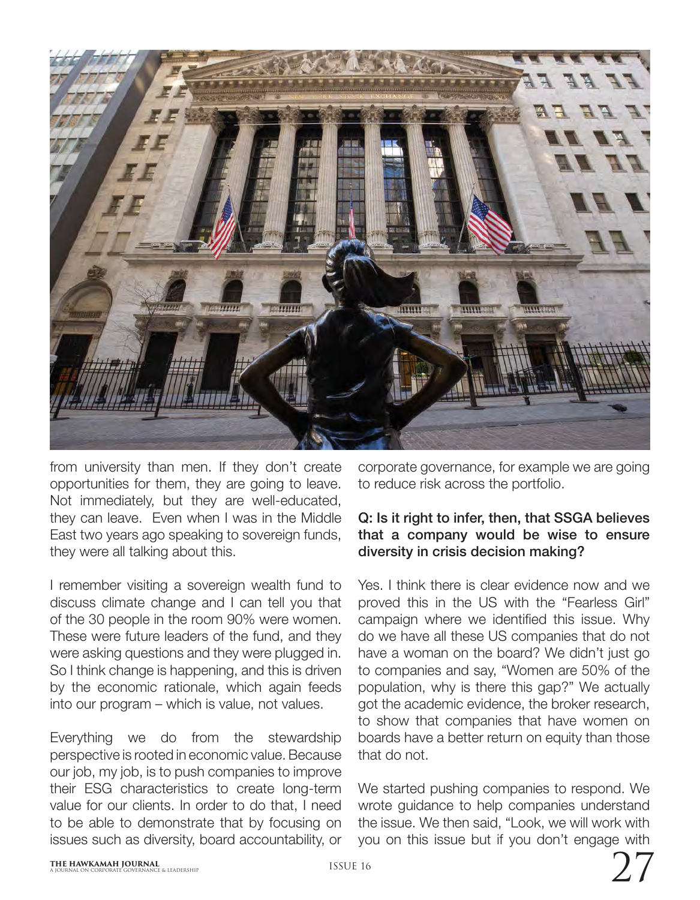from university than men. If they don't create opportunities for them, they are going to leave. Not immediately, but they are well-educated, they can leave. Even when I was in the Middle East two years ago speaking to sovereign funds, they were all talking about this.

I remember visiting a sovereign wealth fund to discuss climate change and I can tell you that of the 30 people in the room 90% were women. These were future leaders of the fund, and they were asking questions and they were plugged in. So I think change is happening, and this is driven by the economic rationale, which again feeds into our program – which is value, not values.

Everything we do from the stewardship perspective is rooted in economic value. Because our job, my job, is to push companies to improve their ESG characteristics to create long-term value for our clients. In order to do that, I need to be able to demonstrate that by focusing on issues such as diversity, board accountability, or corporate governance, for example we are going to reduce risk across the portfolio.

**Q: Is it right to infer, then, that SSGA believes that a company would be wise to ensure diversity in crisis decision making?**

Yes. I think there is clear evidence now and we proved this in the US with the "Fearless Girl" campaign where we identified this issue. Why do we have all these US companies that do not have a woman on the board? We didn't just go to companies and say, "Women are 50% of the population, why is there this gap?" We actually got the academic evidence, the broker research, to show that companies that have women on boards have a better return on equity than those that do not.

We started pushing companies to respond. We wrote guidance to help companies understand the issue. We then said, "Look, we will work with you on this issue but if you don't engage with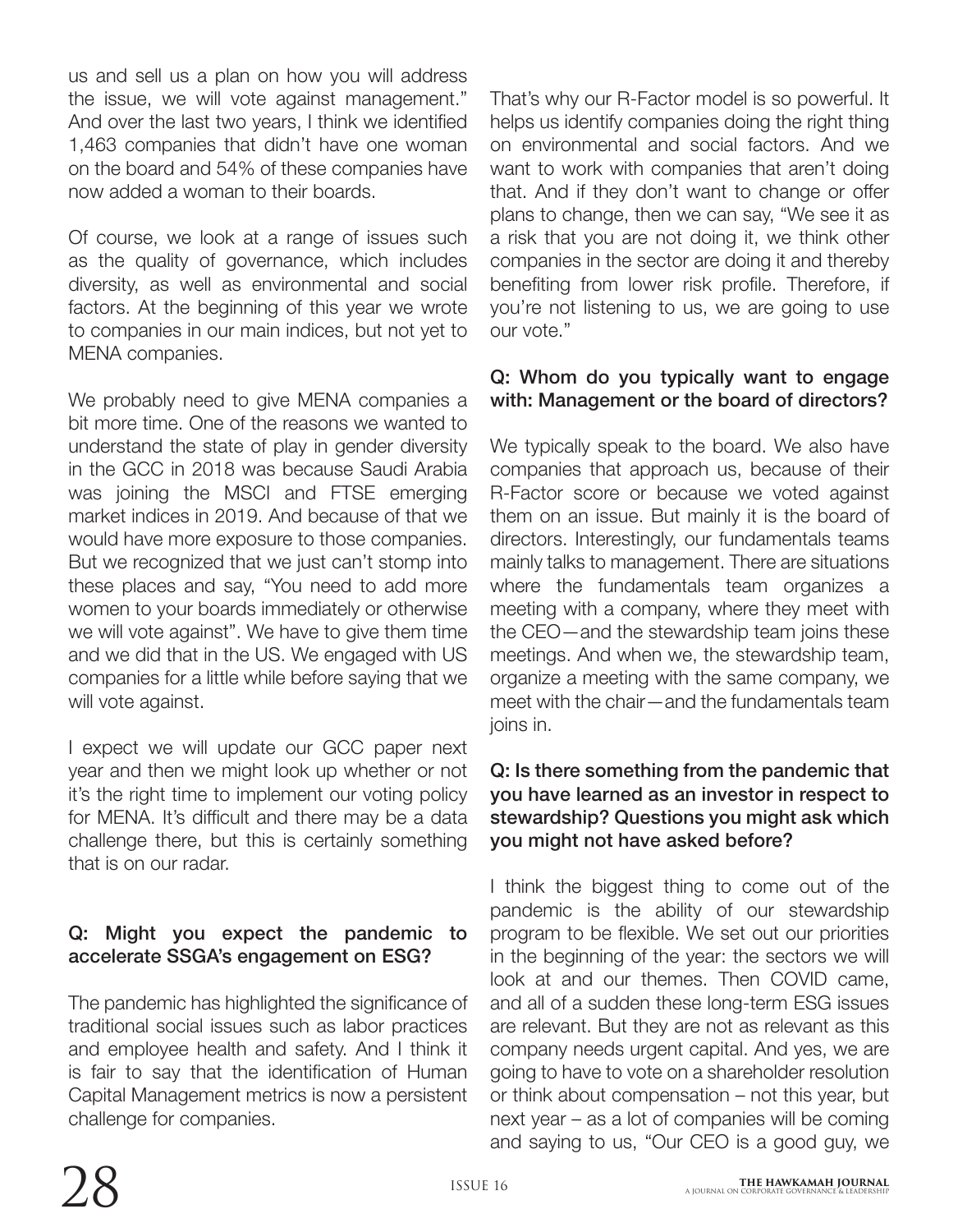us and sell us a plan on how you will address the issue, we will vote against management." And over the last two years, I think we identified 1,463 companies that didn't have one woman on the board and 54% of these companies have now added a woman to their boards.

Of course, we look at a range of issues such as the quality of governance, which includes diversity, as well as environmental and social factors. At the beginning of this year we wrote to companies in our main indices, but not yet to MENA companies.

We probably need to give MENA companies a bit more time. One of the reasons we wanted to understand the state of play in gender diversity in the GCC in 2018 was because Saudi Arabia was joining the MSCI and FTSE emerging market indices in 2019. And because of that we would have more exposure to those companies. But we recognized that we just can't stomp into these places and say, "You need to add more women to your boards immediately or otherwise we will vote against". We have to give them time and we did that in the US. We engaged with US companies for a little while before saying that we will vote against.

I expect we will update our GCC paper next year and then we might look up whether or not it's the right time to implement our voting policy for MENA. It's difficult and there may be a data challenge there, but this is certainly something that is on our radar.

**Q: Might you expect the pandemic to accelerate SSGA's engagement on ESG?**

The pandemic has highlighted the significance of traditional social issues such as labor practices and employee health and safety. And I think it is fair to say that the identification of Human Capital Management metrics is now a persistent challenge for companies.

That's why our R-Factor model is so powerful. It helps us identify companies doing the right thing on environmental and social factors. And we want to work with companies that aren't doing that. And if they don't want to change or offer plans to change, then we can say, "We see it as a risk that you are not doing it, we think other companies in the sector are doing it and thereby benefiting from lower risk profile. Therefore, if you're not listening to us, we are going to use our vote."

**Q: Whom do you typically want to engage with: Management or the board of directors?**

We typically speak to the board. We also have companies that approach us, because of their R-Factor score or because we voted against them on an issue. But mainly it is the board of directors. Interestingly, our fundamentals teams mainly talks to management. There are situations where the fundamentals team organizes a meeting with a company, where they meet with the CEO—and the stewardship team joins these meetings. And when we, the stewardship team, organize a meeting with the same company, we meet with the chair—and the fundamentals team joins in.

**Q: Is there something from the pandemic that you have learned as an investor in respect to stewardship? Questions you might ask which you might not have asked before?**

I think the biggest thing to come out of the pandemic is the ability of our stewardship program to be flexible. We set out our priorities in the beginning of the year: the sectors we will look at and our themes. Then COVID came, and all of a sudden these long-term ESG issues are relevant. But they are not as relevant as this company needs urgent capital. And yes, we are going to have to vote on a shareholder resolution or think about compensation – not this year, but next year – as a lot of companies will be coming and saying to us, "Our CEO is a good guy, we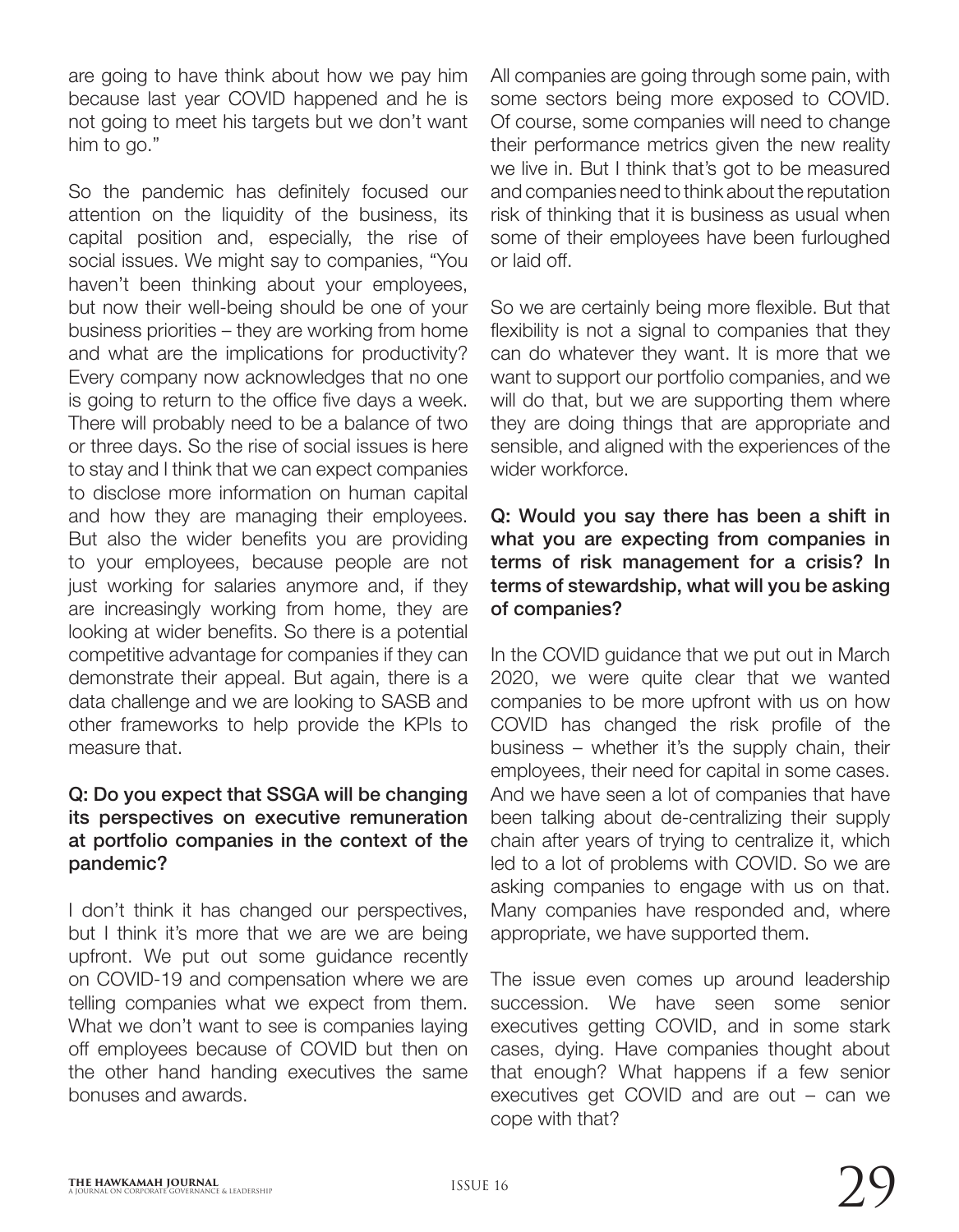are going to have think about how we pay him because last year COVID happened and he is not going to meet his targets but we don't want him to go."

So the pandemic has definitely focused our attention on the liquidity of the business, its capital position and, especially, the rise of social issues. We might say to companies, "You haven't been thinking about your employees, but now their well-being should be one of your business priorities – they are working from home and what are the implications for productivity? Every company now acknowledges that no one is going to return to the office five days a week. There will probably need to be a balance of two or three days. So the rise of social issues is here to stay and I think that we can expect companies to disclose more information on human capital and how they are managing their employees. But also the wider benefits you are providing to your employees, because people are not just working for salaries anymore and, if they are increasingly working from home, they are looking at wider benefits. So there is a potential competitive advantage for companies if they can demonstrate their appeal. But again, there is a data challenge and we are looking to SASB and other frameworks to help provide the KPIs to measure that.

**Q: Do you expect that SSGA will be changing its perspectives on executive remuneration at portfolio companies in the context of the pandemic?**

I don't think it has changed our perspectives, but I think it's more that we are we are being upfront. We put out some guidance recently on COVID-19 and compensation where we are telling companies what we expect from them. What we don't want to see is companies laying off employees because of COVID but then on the other hand handing executives the same bonuses and awards.

All companies are going through some pain, with some sectors being more exposed to COVID. Of course, some companies will need to change their performance metrics given the new reality we live in. But I think that's got to be measured and companies need to think about the reputation risk of thinking that it is business as usual when some of their employees have been furloughed or laid off.

So we are certainly being more flexible. But that flexibility is not a signal to companies that they can do whatever they want. It is more that we want to support our portfolio companies, and we will do that, but we are supporting them where they are doing things that are appropriate and sensible, and aligned with the experiences of the wider workforce.

**Q: Would you say there has been a shift in what you are expecting from companies in terms of risk management for a crisis? In terms of stewardship, what will you be asking of companies?**

In the COVID guidance that we put out in March 2020, we were quite clear that we wanted companies to be more upfront with us on how COVID has changed the risk profile of the business – whether it's the supply chain, their employees, their need for capital in some cases. And we have seen a lot of companies that have been talking about de-centralizing their supply chain after years of trying to centralize it, which led to a lot of problems with COVID. So we are asking companies to engage with us on that. Many companies have responded and, where appropriate, we have supported them.

The issue even comes up around leadership succession. We have seen some senior executives getting COVID, and in some stark cases, dying. Have companies thought about that enough? What happens if a few senior executives get COVID and are out – can we cope with that?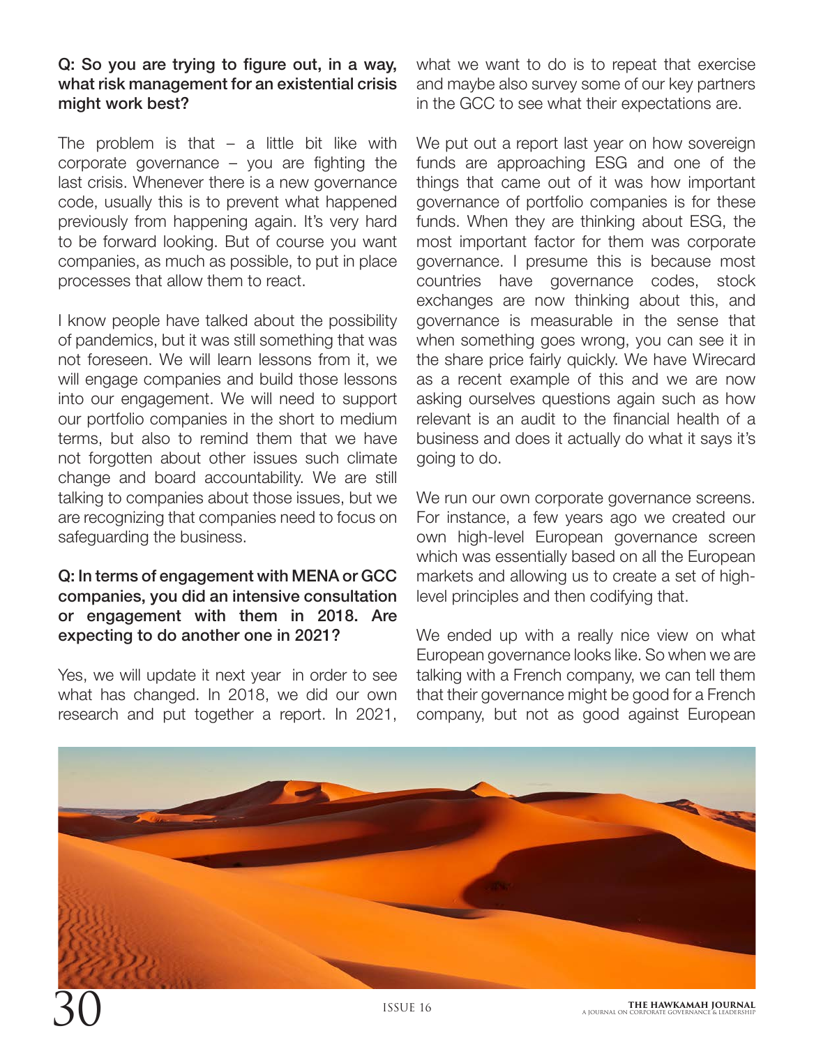**Q: So you are trying to figure out, in a way, what risk management for an existential crisis might work best?**

The problem is that – a little bit like with corporate governance – you are fighting the last crisis. Whenever there is a new governance code, usually this is to prevent what happened previously from happening again. It's very hard to be forward looking. But of course you want companies, as much as possible, to put in place processes that allow them to react.

I know people have talked about the possibility of pandemics, but it was still something that was not foreseen. We will learn lessons from it, we will engage companies and build those lessons into our engagement. We will need to support our portfolio companies in the short to medium terms, but also to remind them that we have not forgotten about other issues such climate change and board accountability. We are still talking to companies about those issues, but we are recognizing that companies need to focus on safeguarding the business.

**Q: In terms of engagement with MENA or GCC companies, you did an intensive consultation or engagement with them in 2018. Are expecting to do another one in 2021?**

Yes, we will update it next year in order to see what has changed. In 2018, we did our own research and put together a report. In 2021, what we want to do is to repeat that exercise and maybe also survey some of our key partners in the GCC to see what their expectations are.

We put out a report last year on how sovereign funds are approaching ESG and one of the things that came out of it was how important governance of portfolio companies is for these funds. When they are thinking about ESG, the most important factor for them was corporate governance. I presume this is because most countries have governance codes, stock exchanges are now thinking about this, and governance is measurable in the sense that when something goes wrong, you can see it in the share price fairly quickly. We have Wirecard as a recent example of this and we are now asking ourselves questions again such as how relevant is an audit to the financial health of a business and does it actually do what it says it's going to do.

We run our own corporate governance screens. For instance, a few years ago we created our own high-level European governance screen which was essentially based on all the European markets and allowing us to create a set of high-level principles and then codifying that.

We ended up with a really nice view on what European governance looks like. So when we are talking with a French company, we can tell them that their governance might be good for a French company, but not as good against European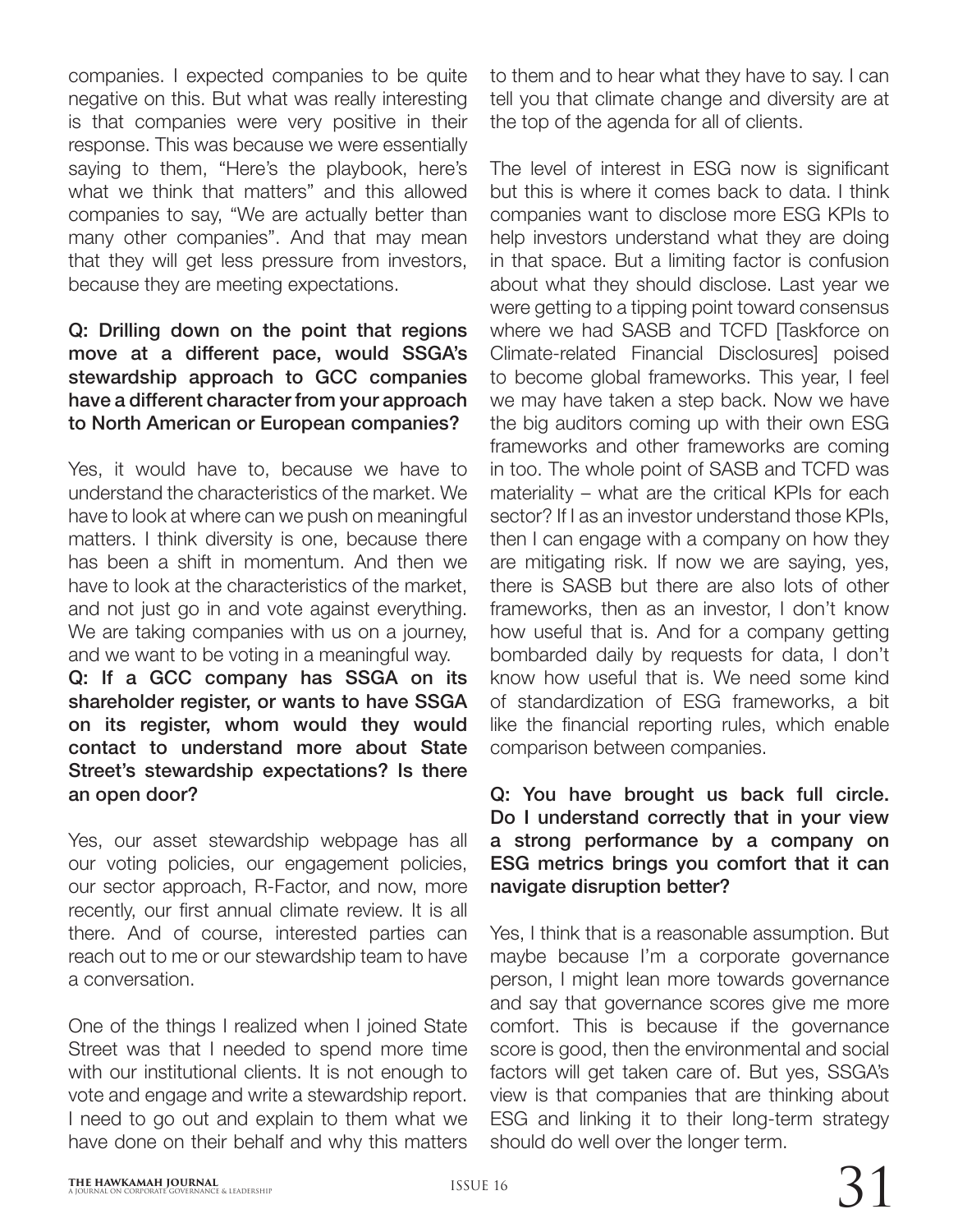companies. I expected companies to be quite negative on this. But what was really interesting is that companies were very positive in their response. This was because we were essentially saying to them, "Here's the playbook, here's what we think that matters" and this allowed companies to say, "We are actually better than many other companies". And that may mean that they will get less pressure from investors, because they are meeting expectations.

**Q: Drilling down on the point that regions move at a different pace, would SSGA's stewardship approach to GCC companies have a different character from your approach to North American or European companies?**

Yes, it would have to, because we have to understand the characteristics of the market. We have to look at where can we push on meaningful matters. I think diversity is one, because there has been a shift in momentum. And then we have to look at the characteristics of the market, and not just go in and vote against everything. We are taking companies with us on a journey, and we want to be voting in a meaningful way.

**Q: If a GCC company has SSGA on its shareholder register, or wants to have SSGA on its register, whom would they would contact to understand more about State Street's stewardship expectations? Is there an open door?**

Yes, our asset stewardship webpage has all our voting policies, our engagement policies, our sector approach, R-Factor, and now, more recently, our first annual climate review. It is all there. And of course, interested parties can reach out to me or our stewardship team to have a conversation.

One of the things I realized when I joined State Street was that I needed to spend more time with our institutional clients. It is not enough to vote and engage and write a stewardship report. I need to go out and explain to them what we have done on their behalf and why this matters to them and to hear what they have to say. I can tell you that climate change and diversity are at the top of the agenda for all of clients.

The level of interest in ESG now is significant but this is where it comes back to data. I think companies want to disclose more ESG KPIs to help investors understand what they are doing in that space. But a limiting factor is confusion about what they should disclose. Last year we were getting to a tipping point toward consensus where we had SASB and TCFD [Taskforce on Climate-related Financial Disclosures] poised to become global frameworks. This year, I feel we may have taken a step back. Now we have the big auditors coming up with their own ESG frameworks and other frameworks are coming in too. The whole point of SASB and TCFD was materiality – what are the critical KPIs for each sector? If I as an investor understand those KPIs, then I can engage with a company on how they are mitigating risk. If now we are saying, yes, there is SASB but there are also lots of other frameworks, then as an investor, I don't know how useful that is. And for a company getting bombarded daily by requests for data, I don't know how useful that is. We need some kind of standardization of ESG frameworks, a bit like the financial reporting rules, which enable comparison between companies.

**Q: You have brought us back full circle. Do I understand correctly that in your view a strong performance by a company on ESG metrics brings you comfort that it can navigate disruption better?**

Yes, I think that is a reasonable assumption. But maybe because I'm a corporate governance person, I might lean more towards governance and say that governance scores give me more comfort. This is because if the governance score is good, then the environmental and social factors will get taken care of. But yes, SSGA's view is that companies that are thinking about ESG and linking it to their long-term strategy should do well over the longer term.